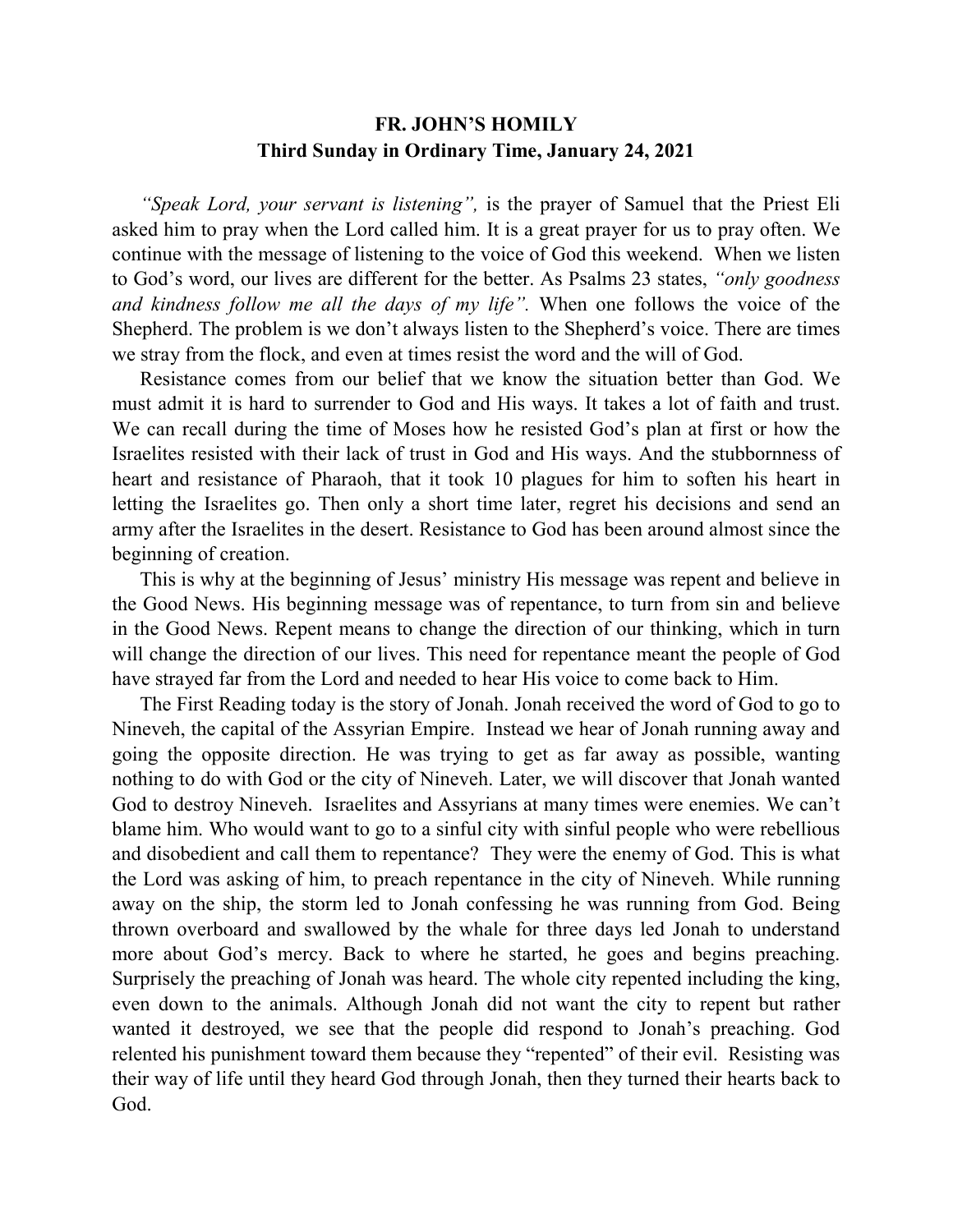# FR. JOHN'S HOMILY

## Third Sunday in Ordinary Time, January 24, 2021

*"Speak Lord, your servant is listening",* is the prayer of Samuel that the Priest Eli asked him to pray when the Lord called him. It is a great prayer for us to pray often. We continue with the message of listening to the voice of God this weekend. When we listen to God's word, our lives are different for the better. As Psalms 23 states, *"only goodness and kindness follow me all the days of my life".* When one follows the voice of the Shepherd. The problem is we don't always listen to the Shepherd's voice. There are times we stray from the flock, and even at times resist the word and the will of God.

Resistance comes from our belief that we know the situation better than God. We must admit it is hard to surrender to God and His ways. It takes a lot of faith and trust. We can recall during the time of Moses how he resisted God's plan at first or how the Israelites resisted with their lack of trust in God and His ways. And the stubbornness of heart and resistance of Pharaoh, that it took 10 plagues for him to soften his heart in letting the Israelites go. Then only a short time later, regret his decisions and send an army after the Israelites in the desert. Resistance to God has been around almost since the beginning of creation.

This is why at the beginning of Jesus' ministry His message was repent and believe in the Good News. His beginning message was of repentance, to turn from sin and believe in the Good News. Repent means to change the direction of our thinking, which in turn will change the direction of our lives. This need for repentance meant the people of God have strayed far from the Lord and needed to hear His voice to come back to Him.

The First Reading today is the story of Jonah. Jonah received the word of God to go to Nineveh, the capital of the Assyrian Empire. Instead we hear of Jonah running away and going the opposite direction. He was trying to get as far away as possible, wanting nothing to do with God or the city of Nineveh. Later, we will discover that Jonah wanted God to destroy Nineveh. Israelites and Assyrians at many times were enemies. We can't blame him. Who would want to go to a sinful city with sinful people who were rebellious and disobedient and call them to repentance? They were the enemy of God. This is what the Lord was asking of him, to preach repentance in the city of Nineveh. While running away on the ship, the storm led to Jonah confessing he was running from God. Being thrown overboard and swallowed by the whale for three days led Jonah to understand more about God's mercy. Back to where he started, he goes and begins preaching. Surprisely the preaching of Jonah was heard. The whole city repented including the king, even down to the animals. Although Jonah did not want the city to repent but rather wanted it destroyed, we see that the people did respond to Jonah's preaching. God relented his punishment toward them because they "repented" of their evil. Resisting was their way of life until they heard God through Jonah, then they turned their hearts back to God.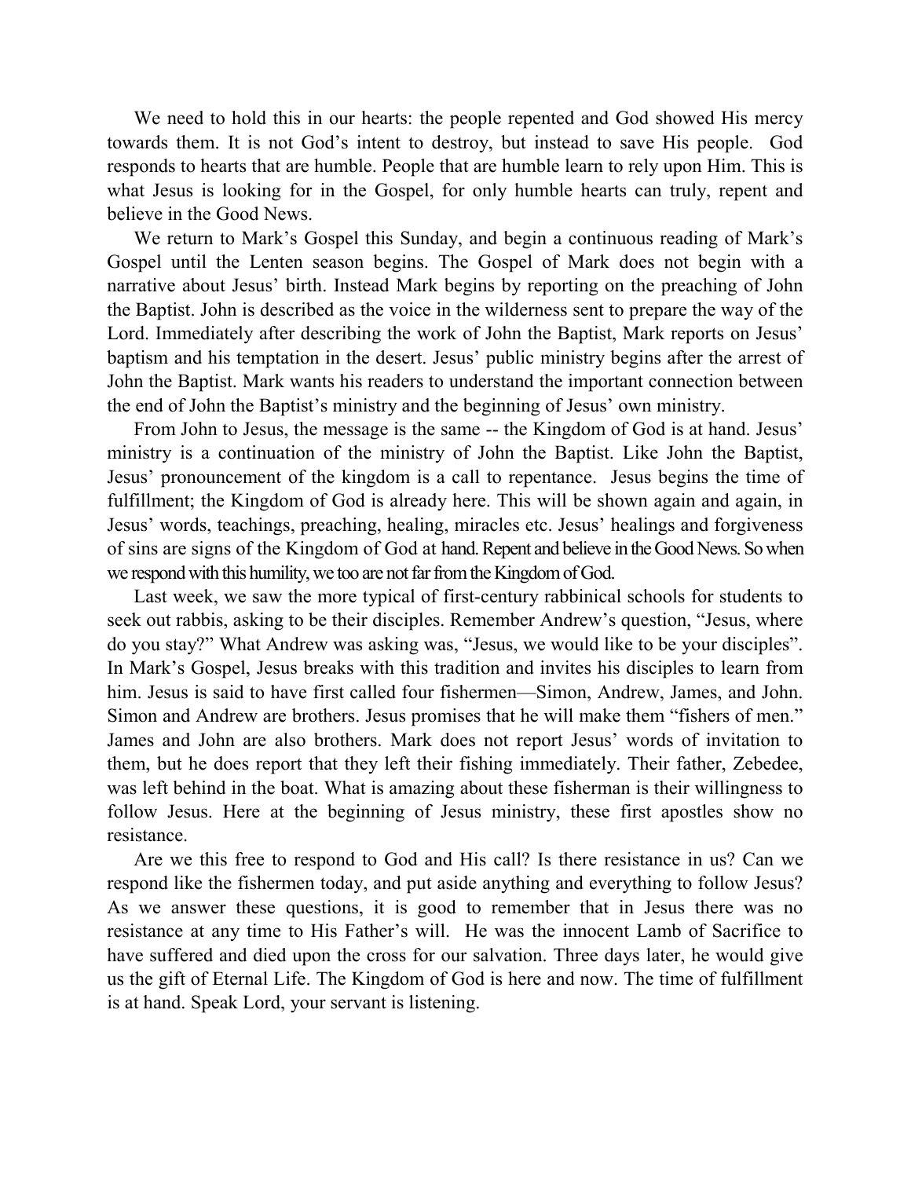We need to hold this in our hearts: the people repented and God showed His mercy towards them. It is not God's intent to destroy, but instead to save His people. God responds to hearts that are humble. People that are humble learn to rely upon Him. This is what Jesus is looking for in the Gospel, for only humble hearts can truly, repent and believe in the Good News.

We return to Mark's Gospel this Sunday, and begin a continuous reading of Mark's Gospel until the Lenten season begins. The Gospel of Mark does not begin with a narrative about Jesus' birth. Instead Mark begins by reporting on the preaching of John the Baptist. John is described as the voice in the wilderness sent to prepare the way of the Lord. Immediately after describing the work of John the Baptist, Mark reports on Jesus' baptism and his temptation in the desert. Jesus' public ministry begins after the arrest of John the Baptist. Mark wants his readers to understand the important connection between the end of John the Baptist's ministry and the beginning of Jesus' own ministry.

From John to Jesus, the message is the same -- the Kingdom of God is at hand. Jesus' ministry is a continuation of the ministry of John the Baptist. Like John the Baptist, Jesus' pronouncement of the kingdom is a call to repentance. Jesus begins the time of fulfillment; the Kingdom of God is already here. This will be shown again and again, in Jesus' words, teachings, preaching, healing, miracles etc. Jesus' healings and forgiveness of sins are signs of the Kingdom of God at hand. Repent and believe in the Good News. So when we respond with this humility, we too are not far from the Kingdom of God.

Last week, we saw the more typical of first-century rabbinical schools for students to seek out rabbis, asking to be their disciples. Remember Andrew's question, "Jesus, where do you stay?" What Andrew was asking was, "Jesus, we would like to be your disciples". In Mark's Gospel, Jesus breaks with this tradition and invites his disciples to learn from him. Jesus is said to have first called four fishermen—Simon, Andrew, James, and John. Simon and Andrew are brothers. Jesus promises that he will make them "fishers of men." James and John are also brothers. Mark does not report Jesus' words of invitation to them, but he does report that they left their fishing immediately. Their father, Zebedee, was left behind in the boat. What is amazing about these fisherman is their willingness to follow Jesus. Here at the beginning of Jesus ministry, these first apostles show no resistance.

Are we this free to respond to God and His call? Is there resistance in us? Can we respond like the fishermen today, and put aside anything and everything to follow Jesus? As we answer these questions, it is good to remember that in Jesus there was no resistance at any time to His Father's will. He was the innocent Lamb of Sacrifice to have suffered and died upon the cross for our salvation. Three days later, he would give us the gift of Eternal Life. The Kingdom of God is here and now. The time of fulfillment is at hand. Speak Lord, your servant is listening.